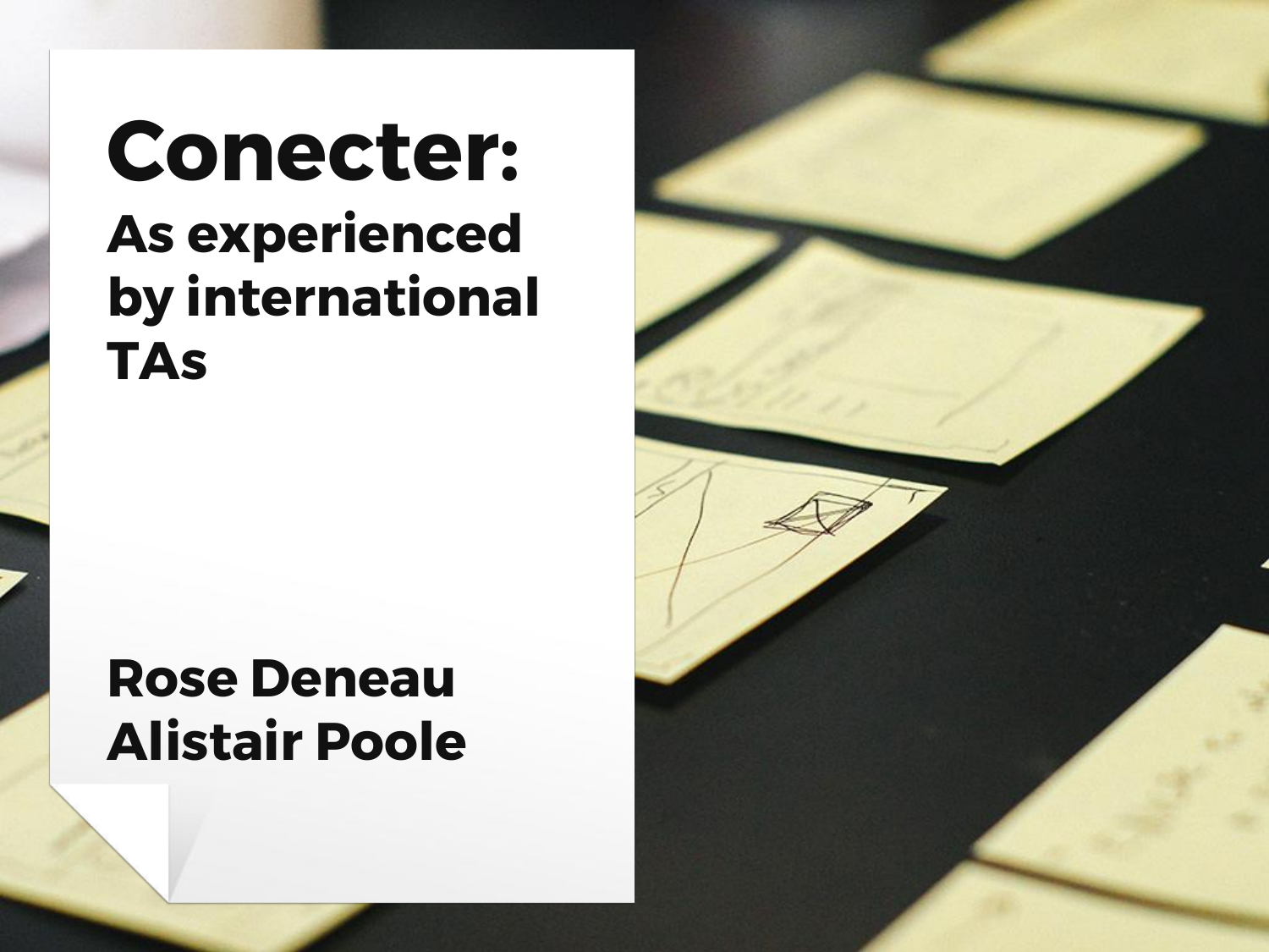# Conecter:

## As experienced by international TAs

**Rose Deneau**
**Alistair Poole**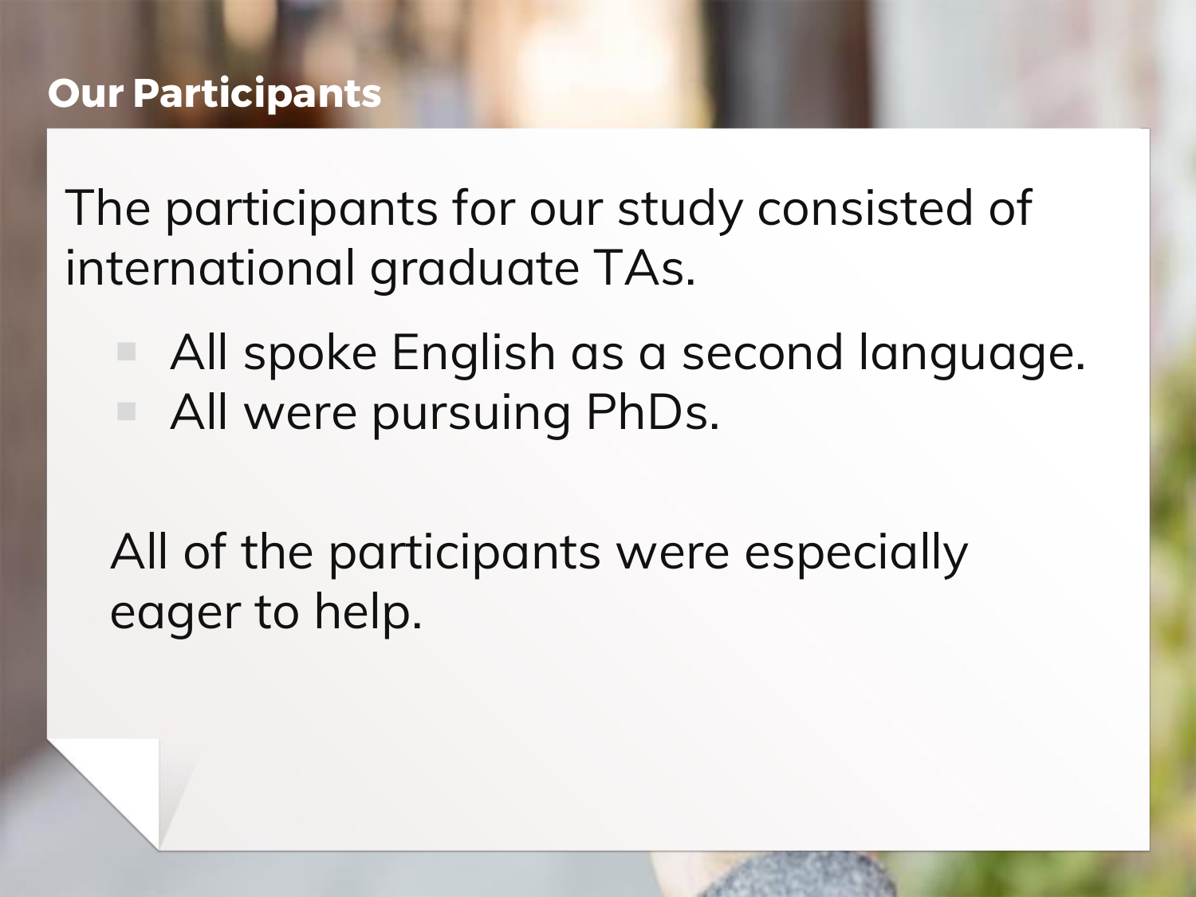## Our Participants

The participants for our study consisted of international graduate TAs.

- All spoke English as a second language.
- All were pursuing PhDs.

All of the participants were especially eager to help.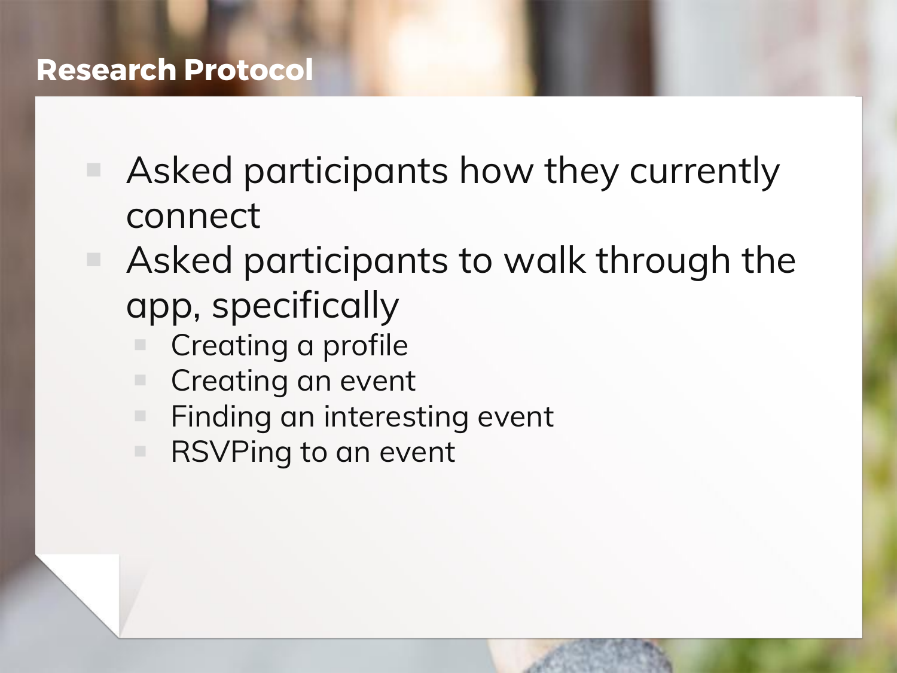# Research Protocol

- Asked participants how they currently connect
- Asked participants to walk through the app, specifically
  - Creating a profile
  - Creating an event
  - Finding an interesting event
  - RSVPing to an event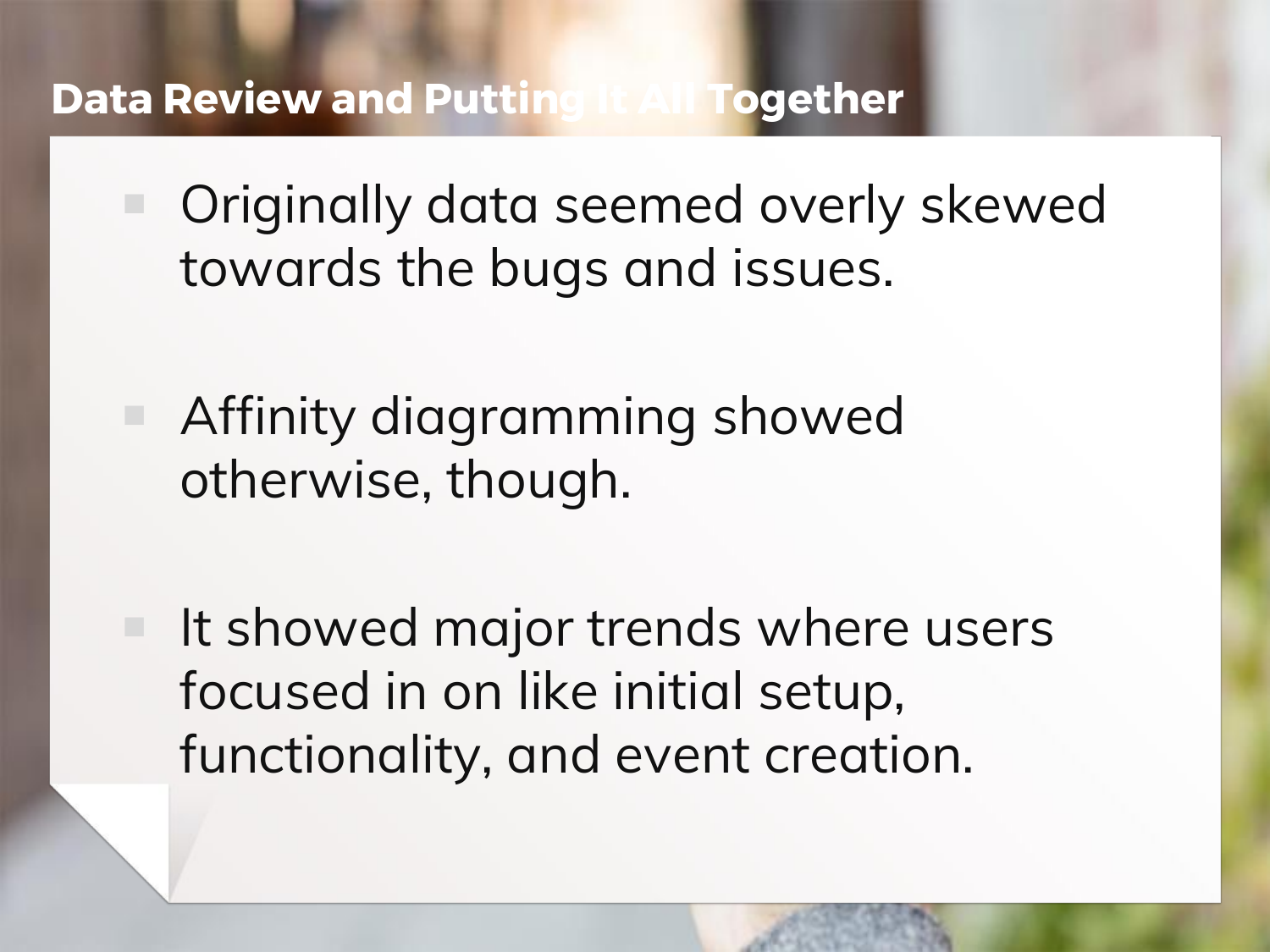## Data Review and Putting It All Together

- Originally data seemed overly skewed towards the bugs and issues.
- Affinity diagramming showed otherwise, though.
- It showed major trends where users focused in on like initial setup, functionality, and event creation.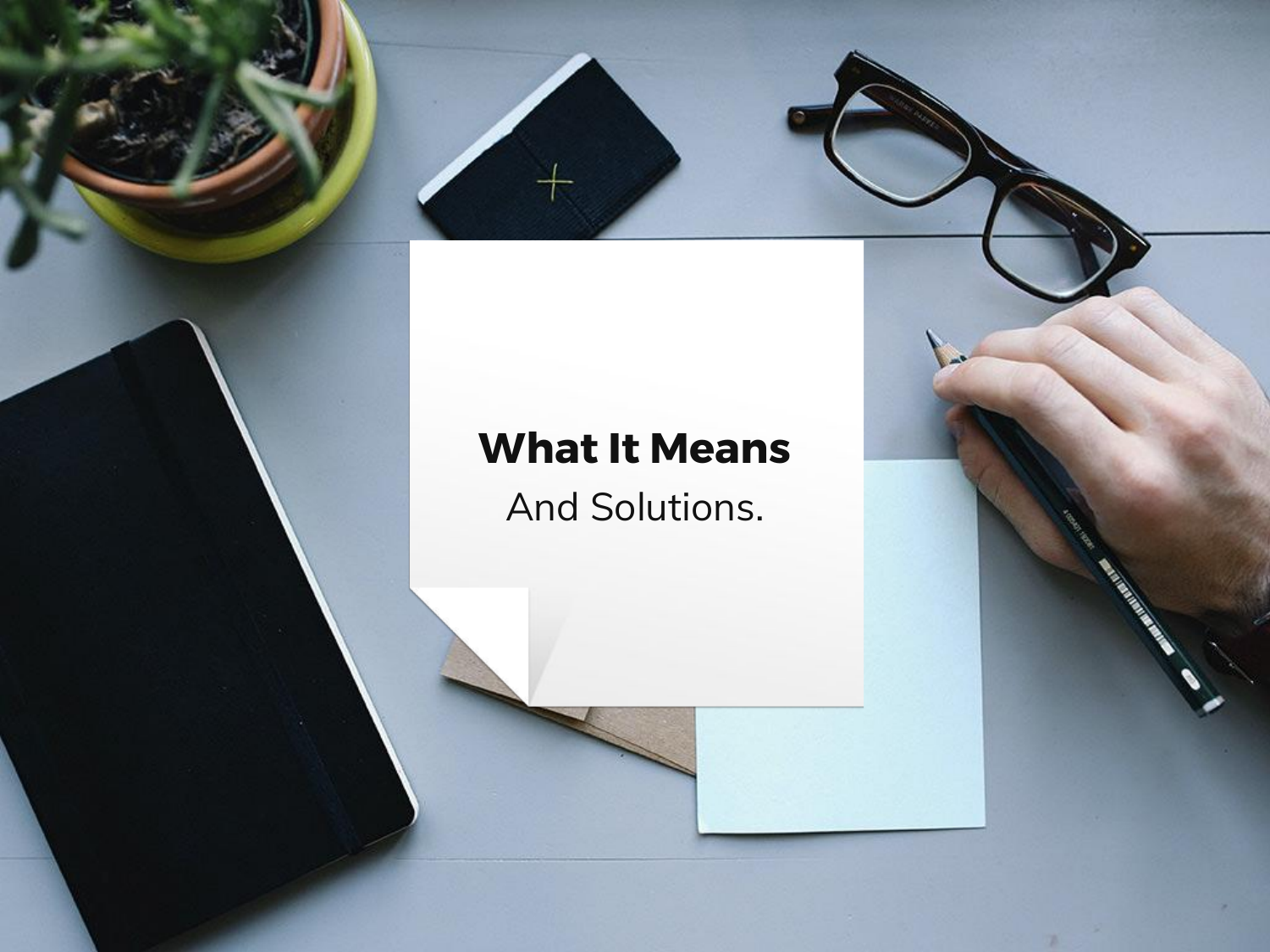**What It Means**

And Solutions.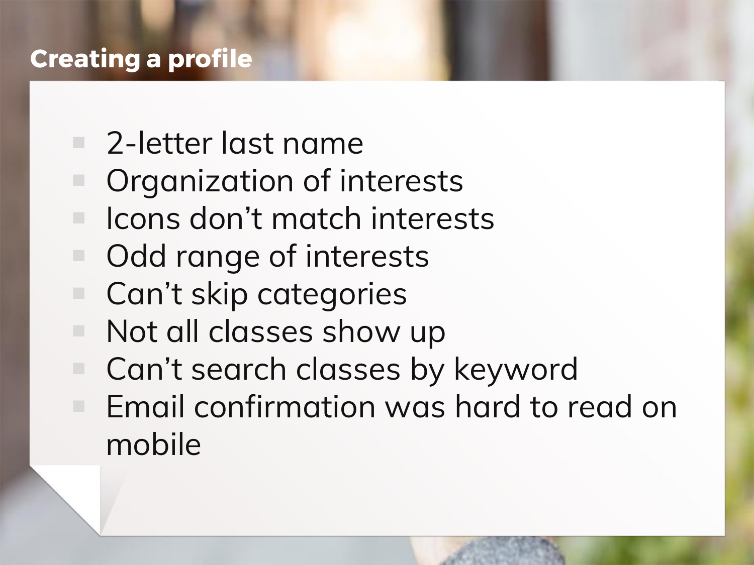## Creating a profile

- 2-letter last name
- Organization of interests
- Icons don't match interests
- Odd range of interests
- Can't skip categories
- Not all classes show up
- Can't search classes by keyword
- Email confirmation was hard to read on mobile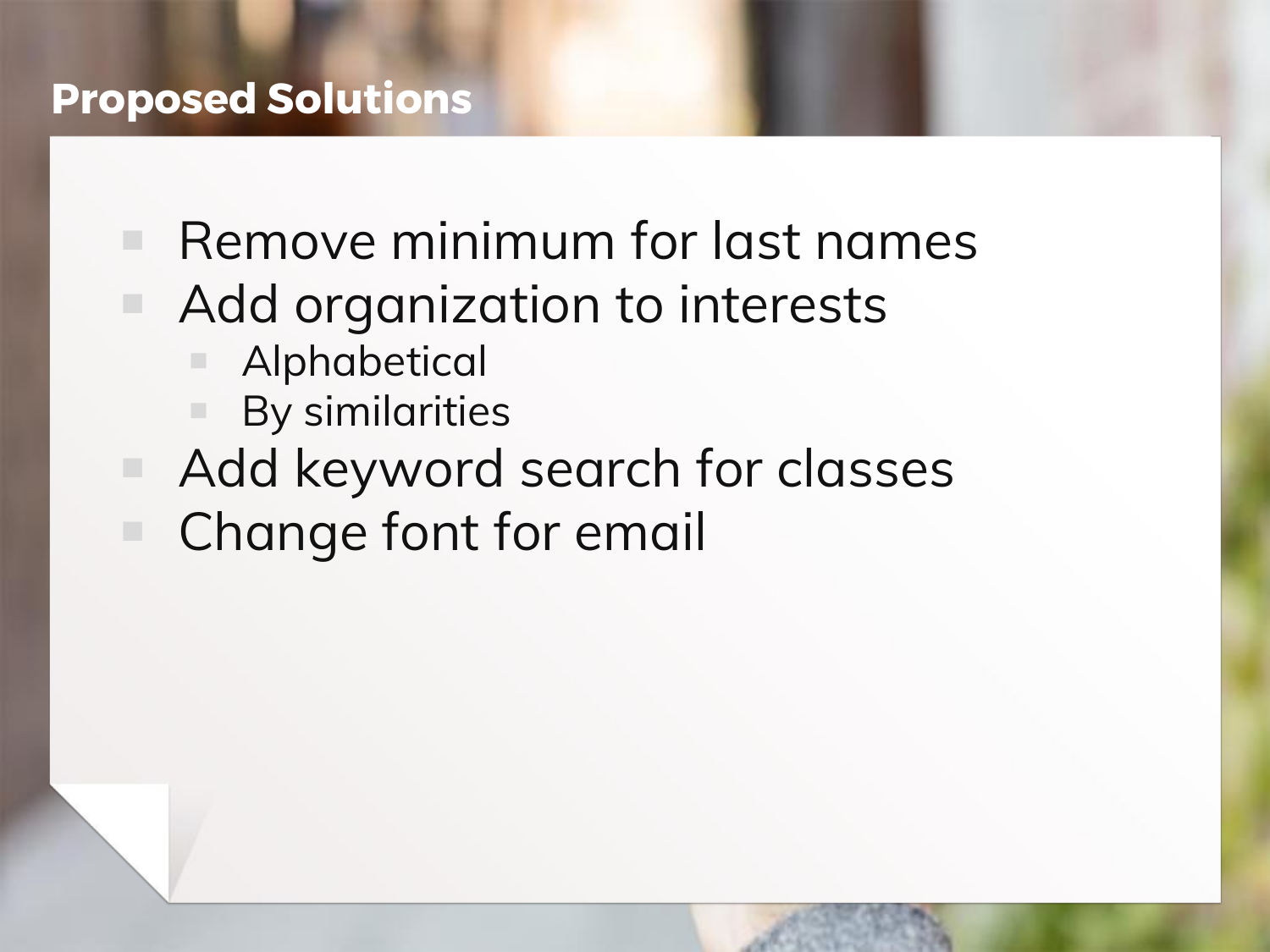## Proposed Solutions

- Remove minimum for last names
- Add organization to interests
  - Alphabetical
  - By similarities
- Add keyword search for classes
- Change font for email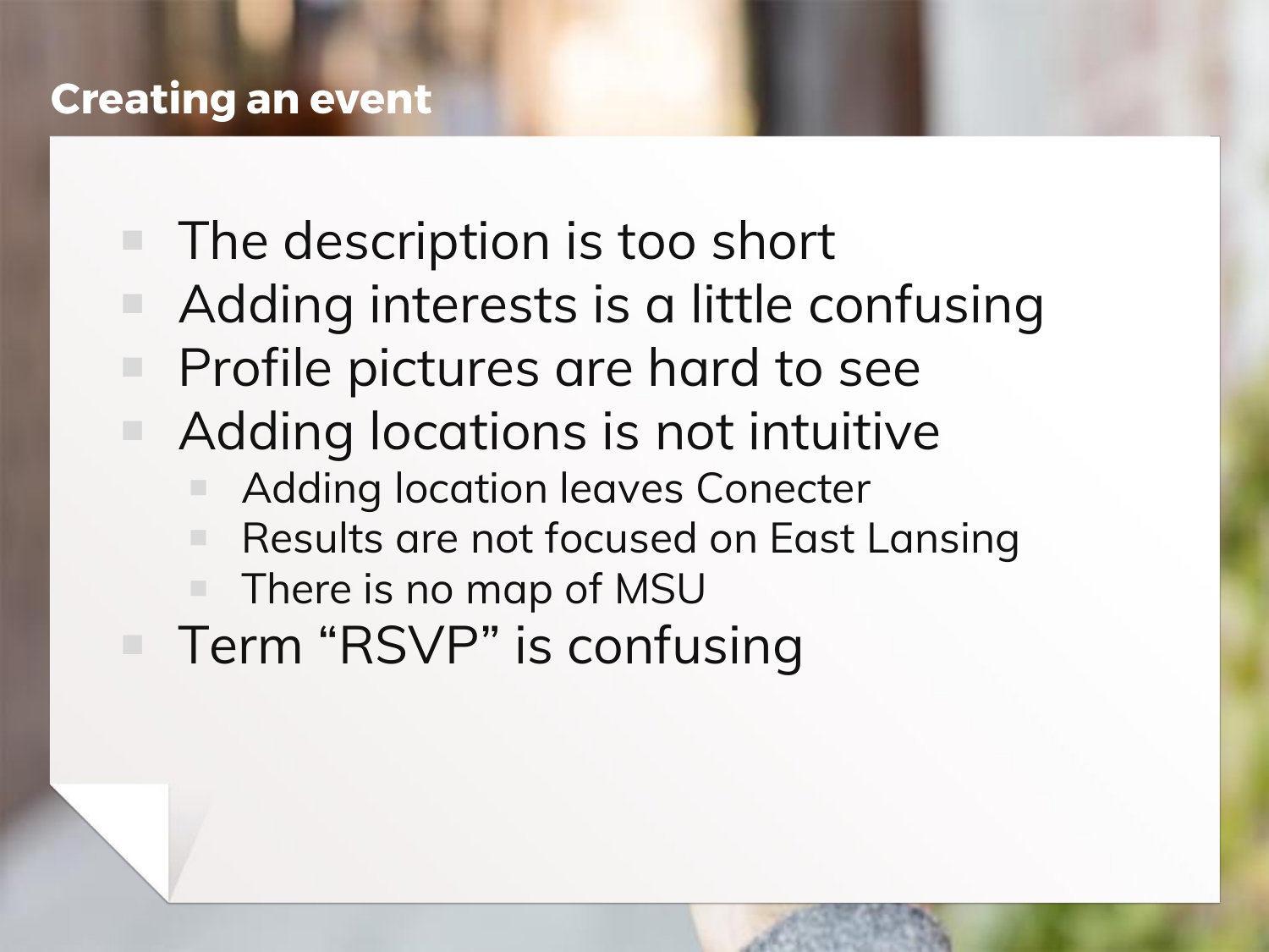## Creating an event

- The description is too short
- Adding interests is a little confusing
- Profile pictures are hard to see
- Adding locations is not intuitive
  - Adding location leaves Conecter
  - Results are not focused on East Lansing
  - There is no map of MSU
- Term “RSVP” is confusing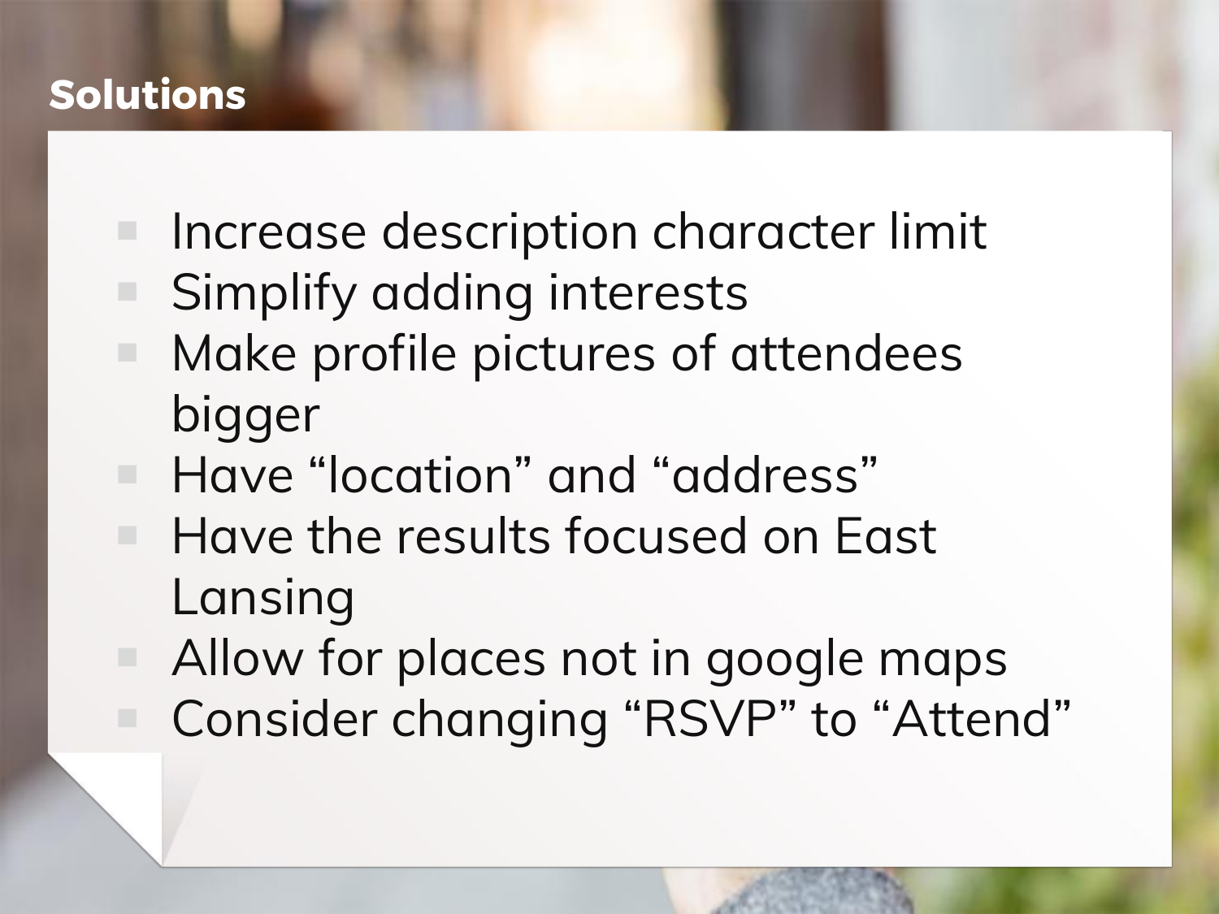## Solutions

- Increase description character limit
- Simplify adding interests
- Make profile pictures of attendees bigger
- Have “location” and “address”
- Have the results focused on East Lansing
- Allow for places not in google maps
- Consider changing “RSVP” to “Attend”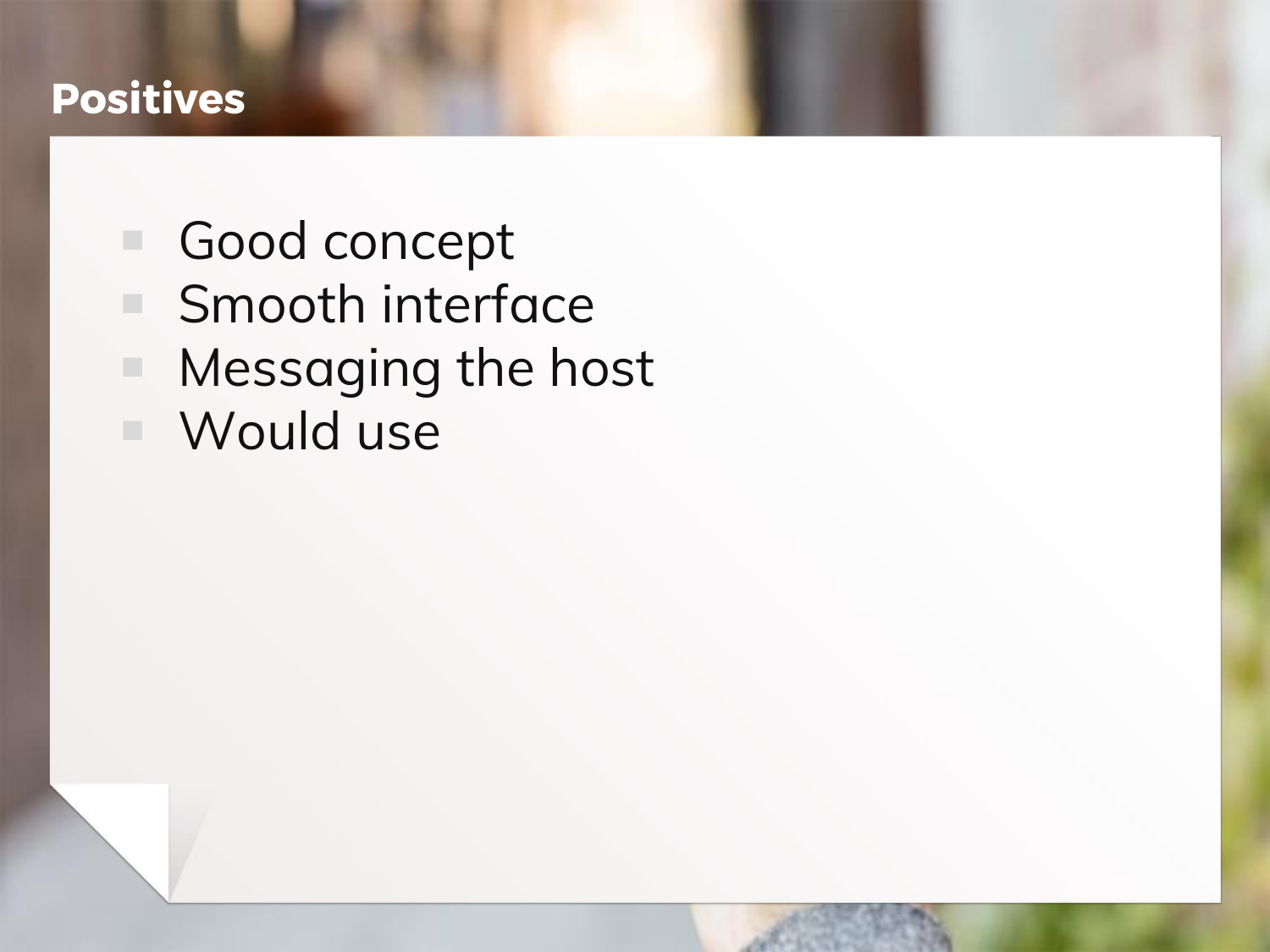# Positives

- Good concept
- Smooth interface
- Messaging the host
- Would use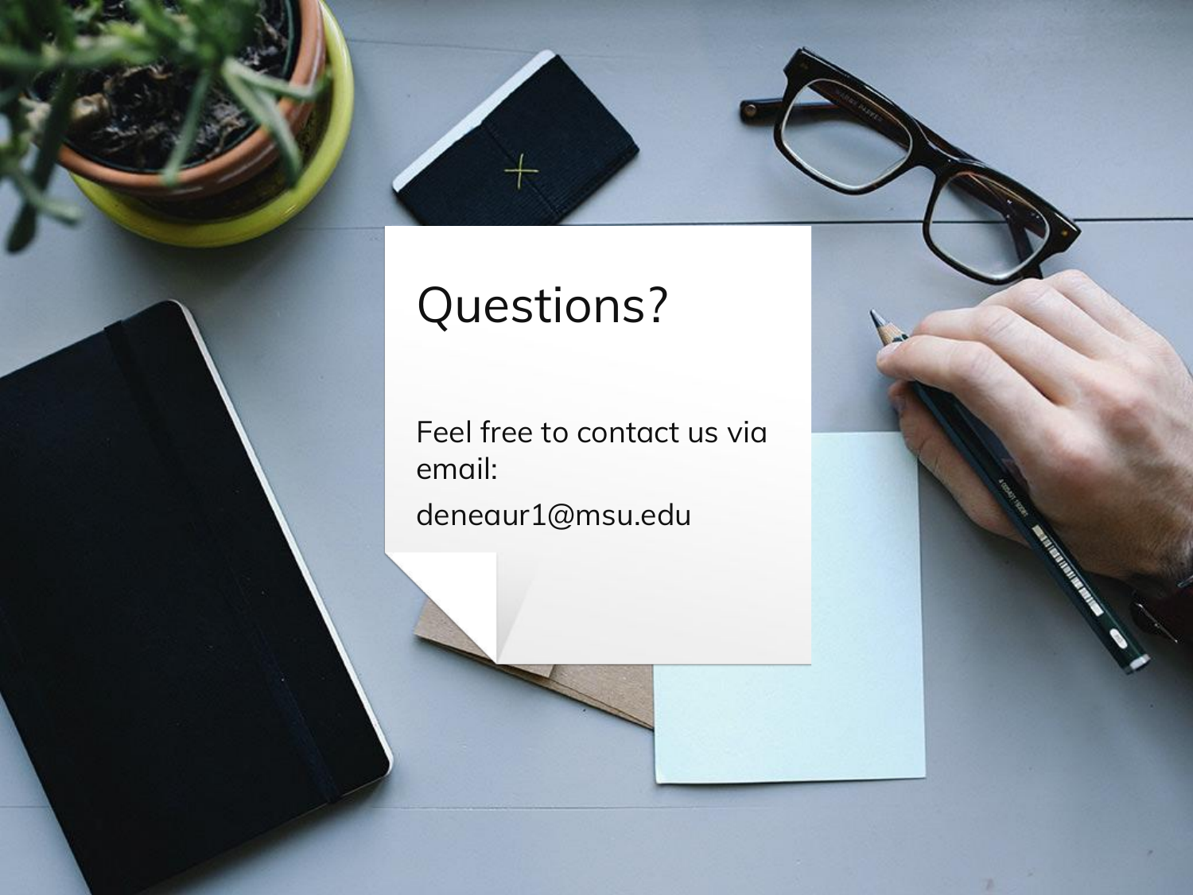# Questions?

Feel free to contact us via email:

deneaur1@msu.edu